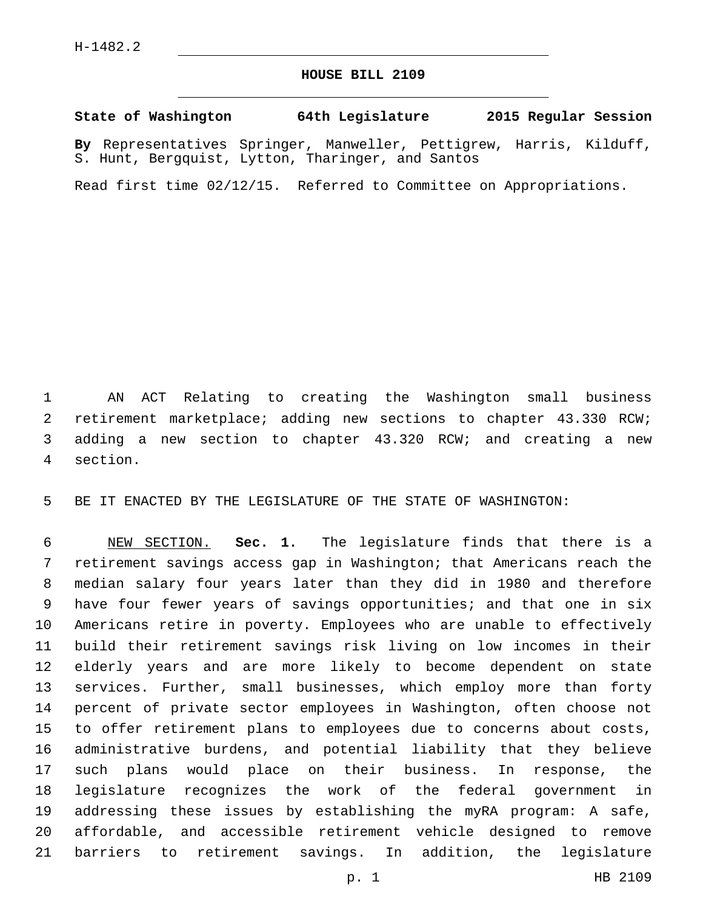H-1482.2

# HOUSE BILL 2109

**State of Washington 64th Legislature 2015 Regular Session**

**By** Representatives Springer, Manweller, Pettigrew, Harris, Kilduff, S. Hunt, Bergquist, Lytton, Tharinger, and Santos

Read first time 02/12/15. Referred to Committee on Appropriations.

AN ACT Relating to creating the Washington small business retirement marketplace; adding new sections to chapter 43.330 RCW; adding a new section to chapter 43.320 RCW; and creating a new section.

BE IT ENACTED BY THE LEGISLATURE OF THE STATE OF WASHINGTON:

NEW SECTION. **Sec. 1.** The legislature finds that there is a retirement savings access gap in Washington; that Americans reach the median salary four years later than they did in 1980 and therefore have four fewer years of savings opportunities; and that one in six Americans retire in poverty. Employees who are unable to effectively build their retirement savings risk living on low incomes in their elderly years and are more likely to become dependent on state services. Further, small businesses, which employ more than forty percent of private sector employees in Washington, often choose not to offer retirement plans to employees due to concerns about costs, administrative burdens, and potential liability that they believe such plans would place on their business. In response, the legislature recognizes the work of the federal government in addressing these issues by establishing the myRA program: A safe, affordable, and accessible retirement vehicle designed to remove barriers to retirement savings. In addition, the legislature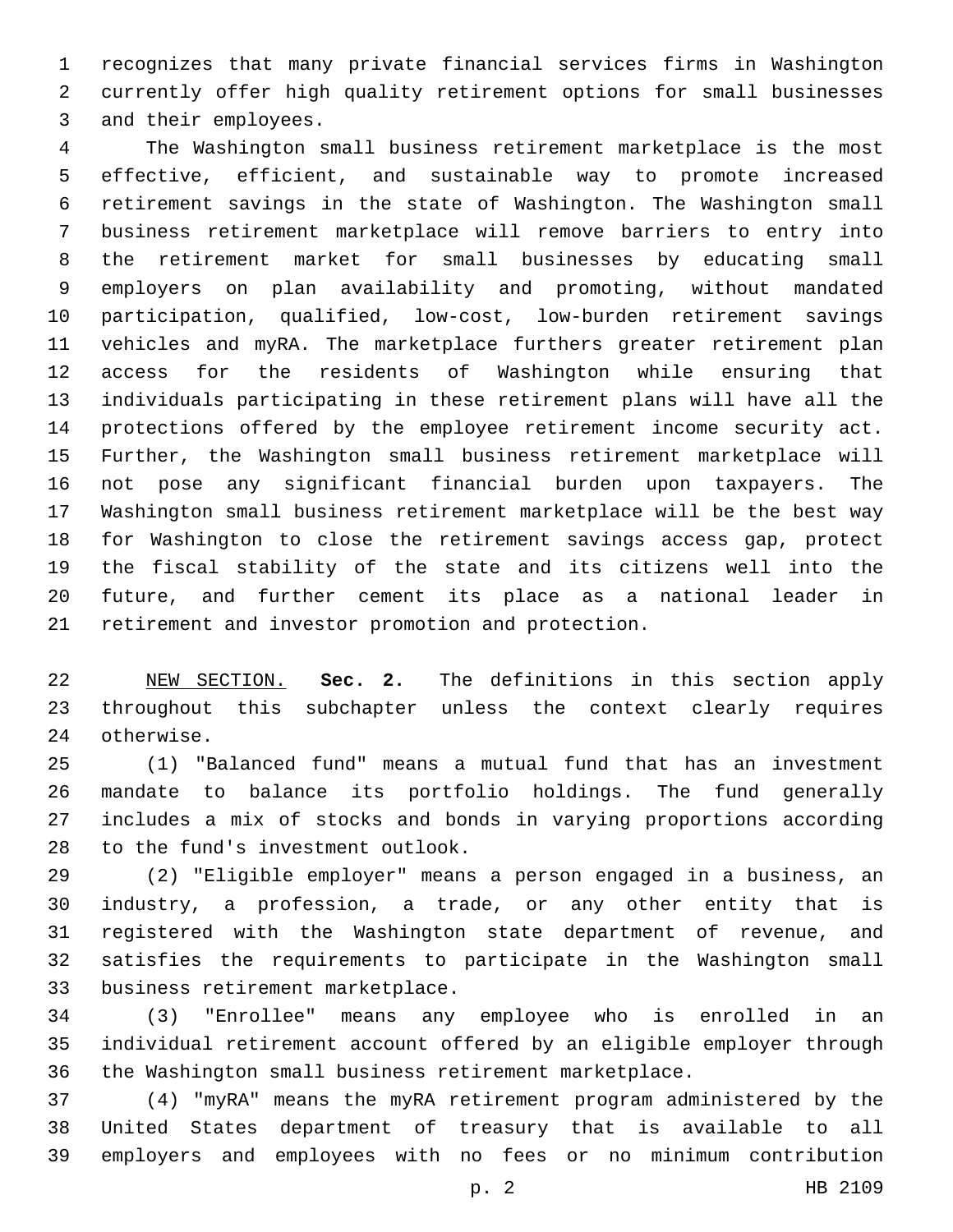recognizes that many private financial services firms in Washington currently offer high quality retirement options for small businesses and their employees.

The Washington small business retirement marketplace is the most effective, efficient, and sustainable way to promote increased retirement savings in the state of Washington. The Washington small business retirement marketplace will remove barriers to entry into the retirement market for small businesses by educating small employers on plan availability and promoting, without mandated participation, qualified, low-cost, low-burden retirement savings vehicles and myRA. The marketplace furthers greater retirement plan access for the residents of Washington while ensuring that individuals participating in these retirement plans will have all the protections offered by the employee retirement income security act. Further, the Washington small business retirement marketplace will not pose any significant financial burden upon taxpayers. The Washington small business retirement marketplace will be the best way for Washington to close the retirement savings access gap, protect the fiscal stability of the state and its citizens well into the future, and further cement its place as a national leader in retirement and investor promotion and protection.

NEW SECTION. **Sec. 2.** The definitions in this section apply throughout this subchapter unless the context clearly requires otherwise.

(1) "Balanced fund" means a mutual fund that has an investment mandate to balance its portfolio holdings. The fund generally includes a mix of stocks and bonds in varying proportions according to the fund's investment outlook.

(2) "Eligible employer" means a person engaged in a business, an industry, a profession, a trade, or any other entity that is registered with the Washington state department of revenue, and satisfies the requirements to participate in the Washington small business retirement marketplace.

(3) "Enrollee" means any employee who is enrolled in an individual retirement account offered by an eligible employer through the Washington small business retirement marketplace.

(4) "myRA" means the myRA retirement program administered by the United States department of treasury that is available to all employers and employees with no fees or no minimum contribution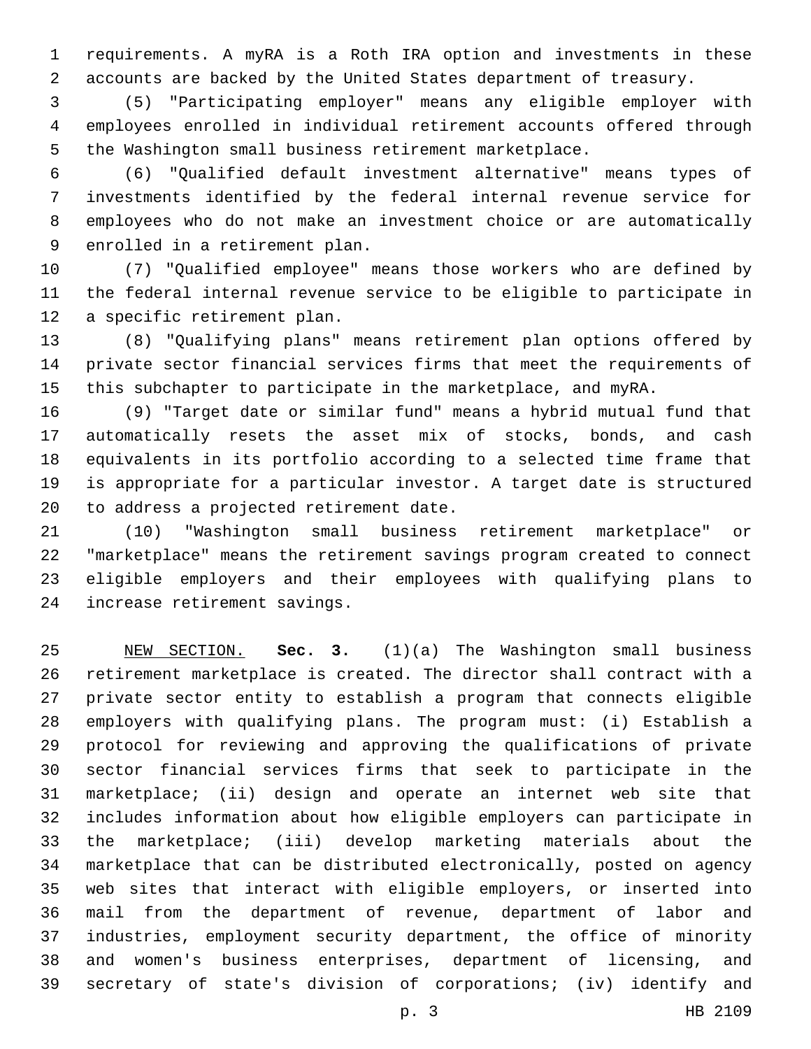requirements. A myRA is a Roth IRA option and investments in these accounts are backed by the United States department of treasury.

(5) "Participating employer" means any eligible employer with employees enrolled in individual retirement accounts offered through the Washington small business retirement marketplace.

(6) "Qualified default investment alternative" means types of investments identified by the federal internal revenue service for employees who do not make an investment choice or are automatically enrolled in a retirement plan.

(7) "Qualified employee" means those workers who are defined by the federal internal revenue service to be eligible to participate in a specific retirement plan.

(8) "Qualifying plans" means retirement plan options offered by private sector financial services firms that meet the requirements of this subchapter to participate in the marketplace, and myRA.

(9) "Target date or similar fund" means a hybrid mutual fund that automatically resets the asset mix of stocks, bonds, and cash equivalents in its portfolio according to a selected time frame that is appropriate for a particular investor. A target date is structured to address a projected retirement date.

(10) "Washington small business retirement marketplace" or "marketplace" means the retirement savings program created to connect eligible employers and their employees with qualifying plans to increase retirement savings.

NEW SECTION. **Sec. 3.** (1)(a) The Washington small business retirement marketplace is created. The director shall contract with a private sector entity to establish a program that connects eligible employers with qualifying plans. The program must: (i) Establish a protocol for reviewing and approving the qualifications of private sector financial services firms that seek to participate in the marketplace; (ii) design and operate an internet web site that includes information about how eligible employers can participate in the marketplace; (iii) develop marketing materials about the marketplace that can be distributed electronically, posted on agency web sites that interact with eligible employers, or inserted into mail from the department of revenue, department of labor and industries, employment security department, the office of minority and women's business enterprises, department of licensing, and secretary of state's division of corporations; (iv) identify and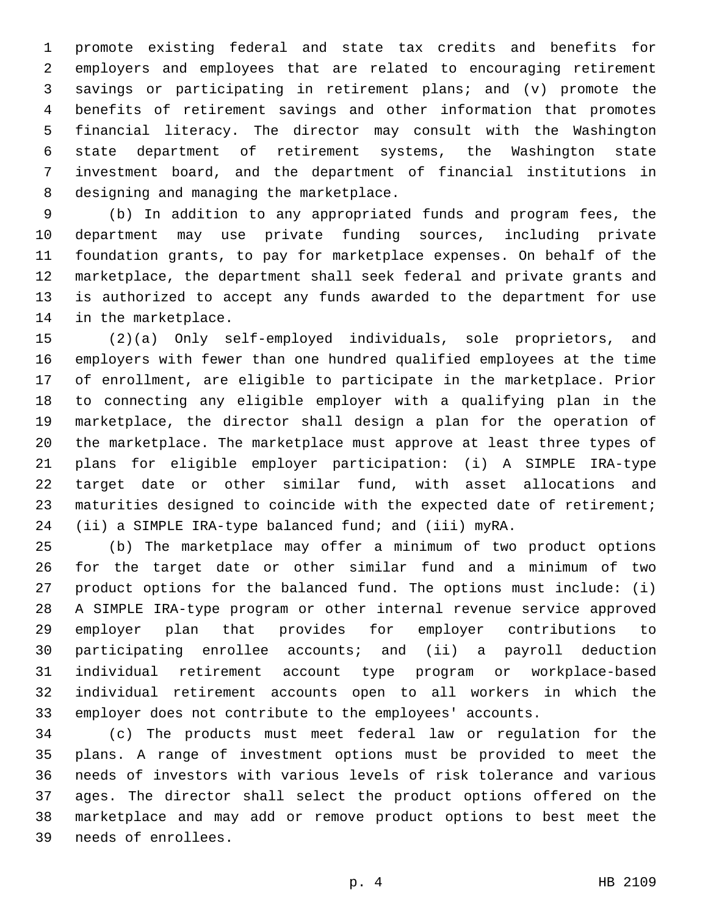promote existing federal and state tax credits and benefits for employers and employees that are related to encouraging retirement savings or participating in retirement plans; and (v) promote the benefits of retirement savings and other information that promotes financial literacy. The director may consult with the Washington state department of retirement systems, the Washington state investment board, and the department of financial institutions in designing and managing the marketplace.

(b) In addition to any appropriated funds and program fees, the department may use private funding sources, including private foundation grants, to pay for marketplace expenses. On behalf of the marketplace, the department shall seek federal and private grants and is authorized to accept any funds awarded to the department for use in the marketplace.

(2)(a) Only self-employed individuals, sole proprietors, and employers with fewer than one hundred qualified employees at the time of enrollment, are eligible to participate in the marketplace. Prior to connecting any eligible employer with a qualifying plan in the marketplace, the director shall design a plan for the operation of the marketplace. The marketplace must approve at least three types of plans for eligible employer participation: (i) A SIMPLE IRA-type target date or other similar fund, with asset allocations and maturities designed to coincide with the expected date of retirement; (ii) a SIMPLE IRA-type balanced fund; and (iii) myRA.

(b) The marketplace may offer a minimum of two product options for the target date or other similar fund and a minimum of two product options for the balanced fund. The options must include: (i) A SIMPLE IRA-type program or other internal revenue service approved employer plan that provides for employer contributions to participating enrollee accounts; and (ii) a payroll deduction individual retirement account type program or workplace-based individual retirement accounts open to all workers in which the employer does not contribute to the employees' accounts.

(c) The products must meet federal law or regulation for the plans. A range of investment options must be provided to meet the needs of investors with various levels of risk tolerance and various ages. The director shall select the product options offered on the marketplace and may add or remove product options to best meet the needs of enrollees.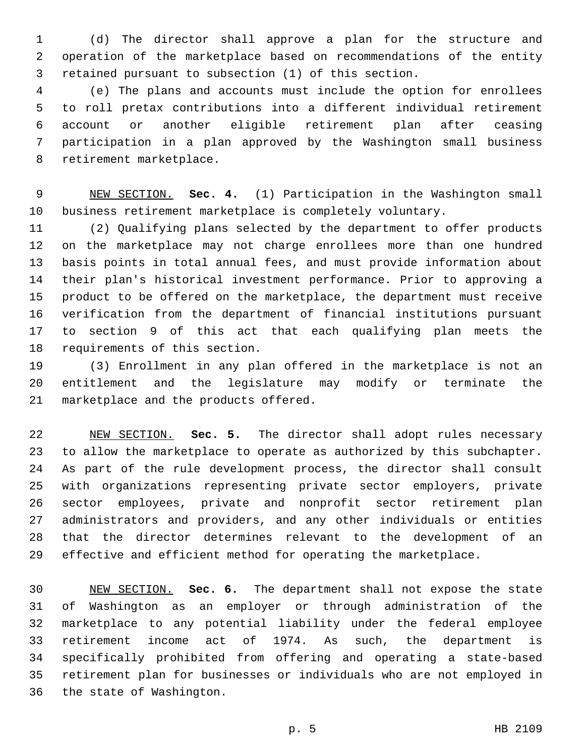(d) The director shall approve a plan for the structure and operation of the marketplace based on recommendations of the entity retained pursuant to subsection (1) of this section.

(e) The plans and accounts must include the option for enrollees to roll pretax contributions into a different individual retirement account or another eligible retirement plan after ceasing participation in a plan approved by the Washington small business retirement marketplace.

NEW SECTION. **Sec. 4.** (1) Participation in the Washington small business retirement marketplace is completely voluntary.

(2) Qualifying plans selected by the department to offer products on the marketplace may not charge enrollees more than one hundred basis points in total annual fees, and must provide information about their plan's historical investment performance. Prior to approving a product to be offered on the marketplace, the department must receive verification from the department of financial institutions pursuant to section 9 of this act that each qualifying plan meets the requirements of this section.

(3) Enrollment in any plan offered in the marketplace is not an entitlement and the legislature may modify or terminate the marketplace and the products offered.

NEW SECTION. **Sec. 5.** The director shall adopt rules necessary to allow the marketplace to operate as authorized by this subchapter. As part of the rule development process, the director shall consult with organizations representing private sector employers, private sector employees, private and nonprofit sector retirement plan administrators and providers, and any other individuals or entities that the director determines relevant to the development of an effective and efficient method for operating the marketplace.

NEW SECTION. **Sec. 6.** The department shall not expose the state of Washington as an employer or through administration of the marketplace to any potential liability under the federal employee retirement income act of 1974. As such, the department is specifically prohibited from offering and operating a state-based retirement plan for businesses or individuals who are not employed in the state of Washington.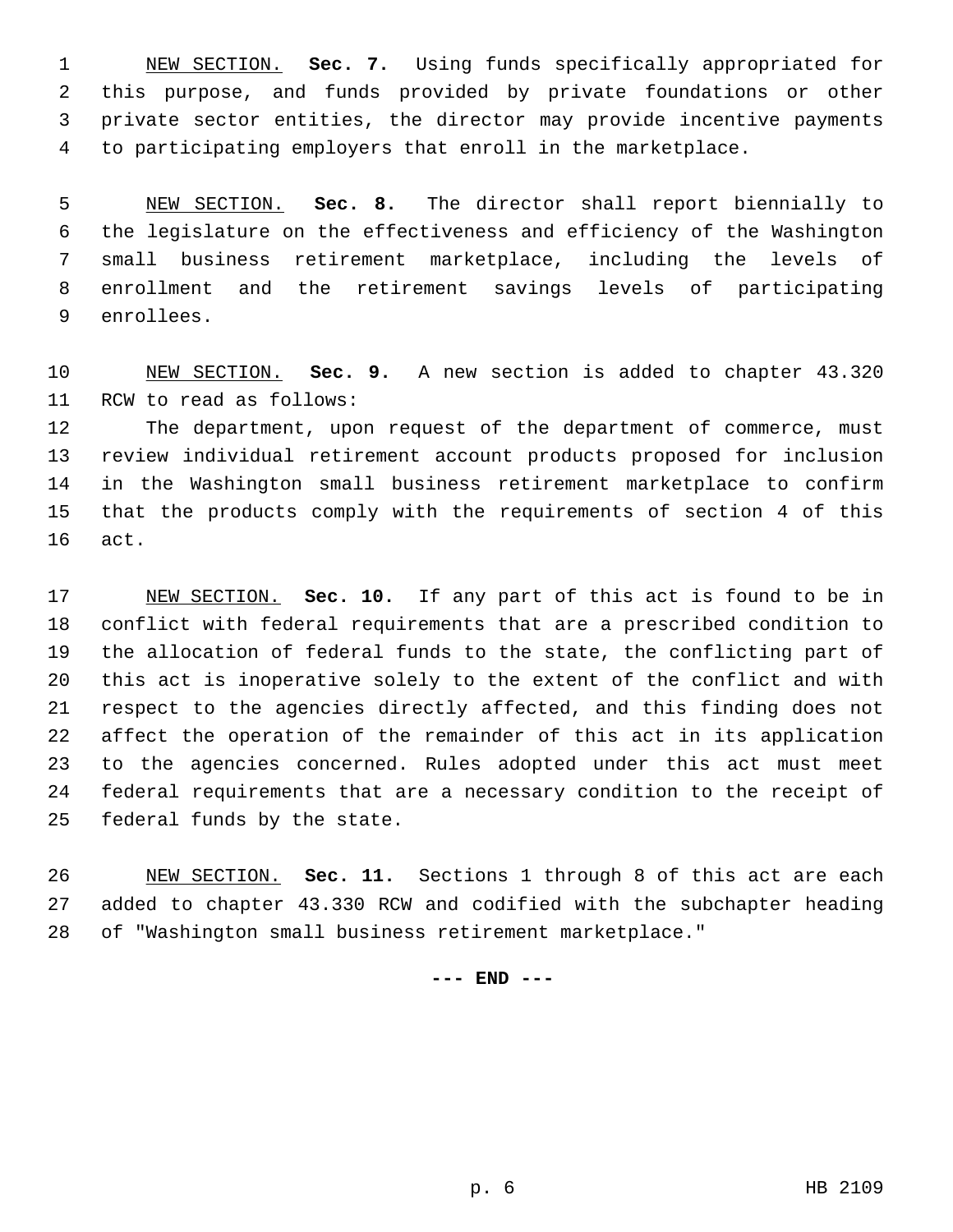<u>NEW SECTION.</u> **Sec. 7.** Using funds specifically appropriated for this purpose, and funds provided by private foundations or other private sector entities, the director may provide incentive payments to participating employers that enroll in the marketplace.

<u>NEW SECTION.</u> **Sec. 8.** The director shall report biennially to the legislature on the effectiveness and efficiency of the Washington small business retirement marketplace, including the levels of enrollment and the retirement savings levels of participating enrollees.

<u>NEW SECTION.</u> **Sec. 9.** A new section is added to chapter 43.320 RCW to read as follows:

The department, upon request of the department of commerce, must review individual retirement account products proposed for inclusion in the Washington small business retirement marketplace to confirm that the products comply with the requirements of section 4 of this act.

<u>NEW SECTION.</u> **Sec. 10.** If any part of this act is found to be in conflict with federal requirements that are a prescribed condition to the allocation of federal funds to the state, the conflicting part of this act is inoperative solely to the extent of the conflict and with respect to the agencies directly affected, and this finding does not affect the operation of the remainder of this act in its application to the agencies concerned. Rules adopted under this act must meet federal requirements that are a necessary condition to the receipt of federal funds by the state.

<u>NEW SECTION.</u> **Sec. 11.** Sections 1 through 8 of this act are each added to chapter 43.330 RCW and codified with the subchapter heading of "Washington small business retirement marketplace."

**--- END ---**